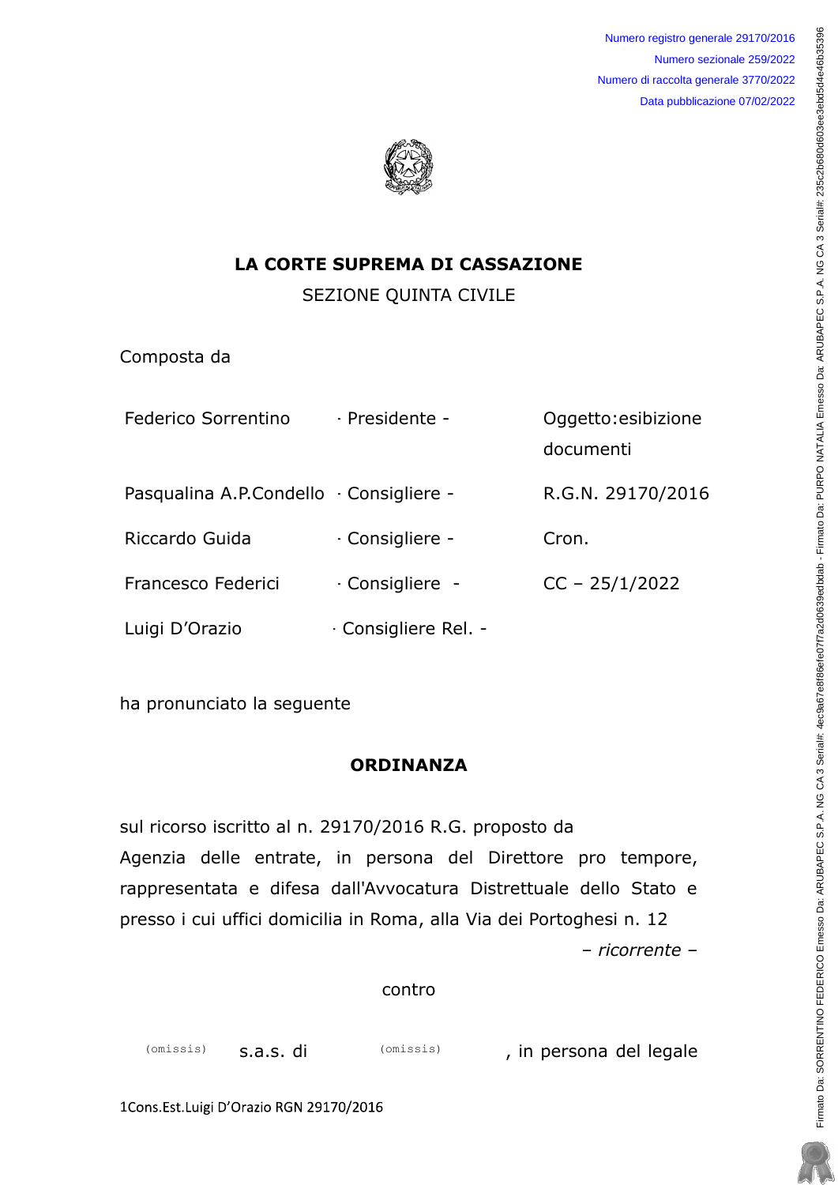Numero registro generale 29170/2016
Numero sezionale 259/2022
Numero di raccolta generale 3770/2022
Data pubblicazione 07/02/2022

# LA CORTE SUPREMA DI CASSAZIONE

## SEZIONE QUINTA CIVILE

Composta da

| | | |
|---|---|---|
| Federico Sorrentino | - Presidente - | Oggetto: esibizione documenti |
| Pasqualina A.P. Condello | - Consigliere - | R.G.N. 29170/2016 |
| Riccardo Guida | - Consigliere - | Cron. |
| Francesco Federici | - Consigliere - | CC – 25/1/2022 |
| Luigi D'Orazio | - Consigliere Rel. - | |

ha pronunciato la seguente

## ORDINANZA

sul ricorso iscritto al n. 29170/2016 R.G. proposto da

Agenzia delle entrate, in persona del Direttore pro tempore, rappresentata e difesa dall'Avvocatura Distrettuale dello Stato e presso i cui uffici domicilia in Roma, alla Via dei Portoghesi n. 12

*– ricorrente –*

contro

(omissis) s.a.s. di (omissis), in persona del legale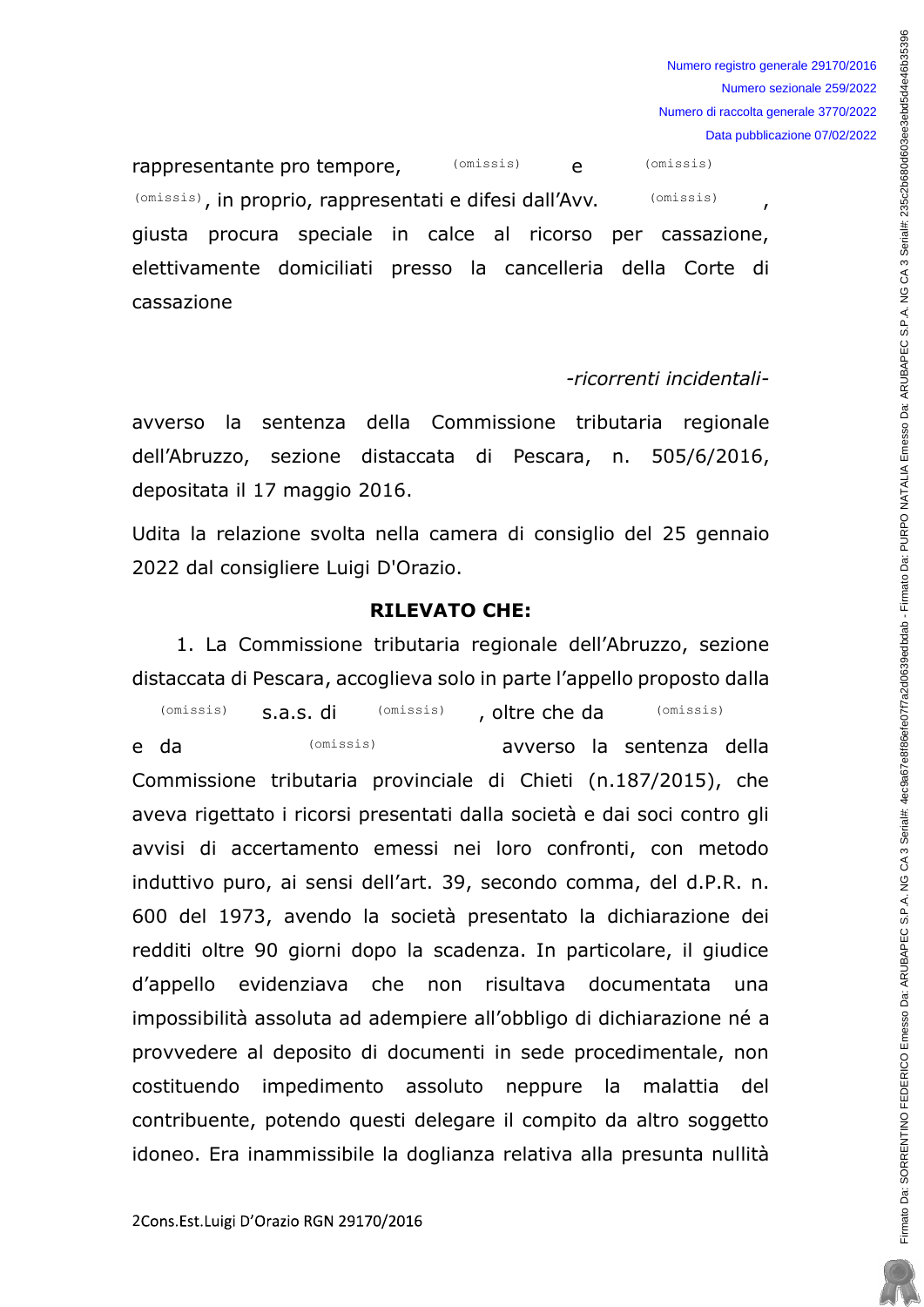rappresentante pro tempore, (omissis) e (omissis) (omissis), in proprio, rappresentati e difesi dall'Avv. (omissis), giusta procura speciale in calce al ricorso per cassazione, elettivamente domiciliati presso la cancelleria della Corte di cassazione

*-ricorrenti incidentali-*

avverso la sentenza della Commissione tributaria regionale dell'Abruzzo, sezione distaccata di Pescara, n. 505/6/2016, depositata il 17 maggio 2016.

Udita la relazione svolta nella camera di consiglio del 25 gennaio 2022 dal consigliere Luigi D'Orazio.

**RILEVATO CHE:**

1. La Commissione tributaria regionale dell'Abruzzo, sezione distaccata di Pescara, accoglieva solo in parte l'appello proposto dalla (omissis) s.a.s. di (omissis), oltre che da (omissis) e da (omissis) avverso la sentenza della Commissione tributaria provinciale di Chieti (n.187/2015), che aveva rigettato i ricorsi presentati dalla società e dai soci contro gli avvisi di accertamento emessi nei loro confronti, con metodo induttivo puro, ai sensi dell'art. 39, secondo comma, del d.P.R. n. 600 del 1973, avendo la società presentato la dichiarazione dei redditi oltre 90 giorni dopo la scadenza. In particolare, il giudice d'appello evidenziava che non risultava documentata una impossibilità assoluta ad adempiere all'obbligo di dichiarazione né a provvedere al deposito di documenti in sede procedimentale, non costituendo impedimento assoluto neppure la malattia del contribuente, potendo questi delegare il compito da altro soggetto idoneo. Era inammissibile la doglianza relativa alla presunta nullità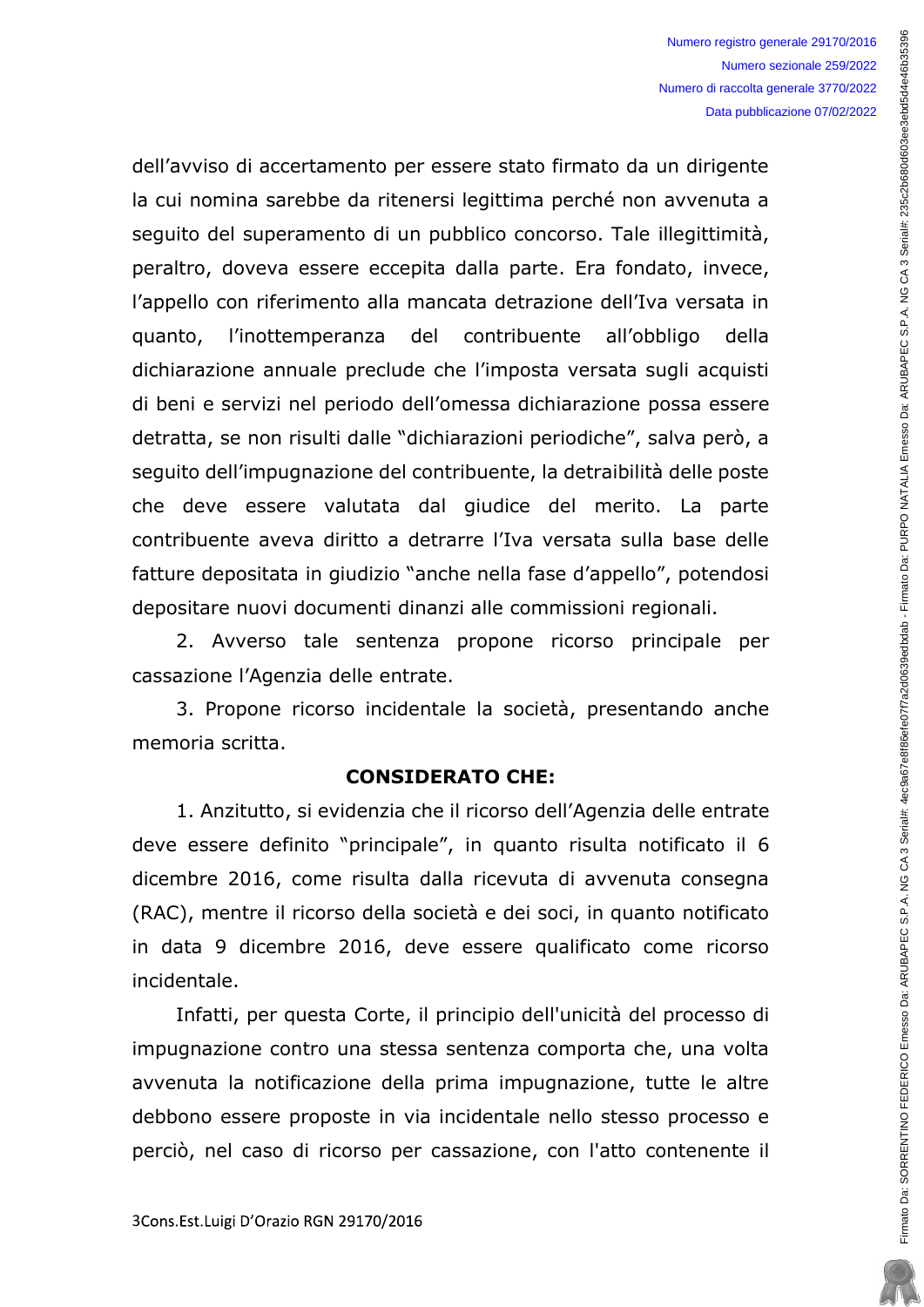dell'avviso di accertamento per essere stato firmato da un dirigente la cui nomina sarebbe da ritenersi legittima perché non avvenuta a seguito del superamento di un pubblico concorso. Tale illegittimità, peraltro, doveva essere eccepita dalla parte. Era fondato, invece, l'appello con riferimento alla mancata detrazione dell'Iva versata in quanto, l'inottemperanza del contribuente all'obbligo della dichiarazione annuale preclude che l'imposta versata sugli acquisti di beni e servizi nel periodo dell'omessa dichiarazione possa essere detratta, se non risulti dalle "dichiarazioni periodiche", salva però, a seguito dell'impugnazione del contribuente, la detraibilità delle poste che deve essere valutata dal giudice del merito. La parte contribuente aveva diritto a detrarre l'Iva versata sulla base delle fatture depositata in giudizio "anche nella fase d'appello", potendosi depositare nuovi documenti dinanzi alle commissioni regionali.

2. Avverso tale sentenza propone ricorso principale per cassazione l'Agenzia delle entrate.

3. Propone ricorso incidentale la società, presentando anche memoria scritta.

**CONSIDERATO CHE:**

1. Anzitutto, si evidenzia che il ricorso dell'Agenzia delle entrate deve essere definito "principale", in quanto risulta notificato il 6 dicembre 2016, come risulta dalla ricevuta di avvenuta consegna (RAC), mentre il ricorso della società e dei soci, in quanto notificato in data 9 dicembre 2016, deve essere qualificato come ricorso incidentale.

Infatti, per questa Corte, il principio dell'unicità del processo di impugnazione contro una stessa sentenza comporta che, una volta avvenuta la notificazione della prima impugnazione, tutte le altre debbono essere proposte in via incidentale nello stesso processo e perciò, nel caso di ricorso per cassazione, con l'atto contenente il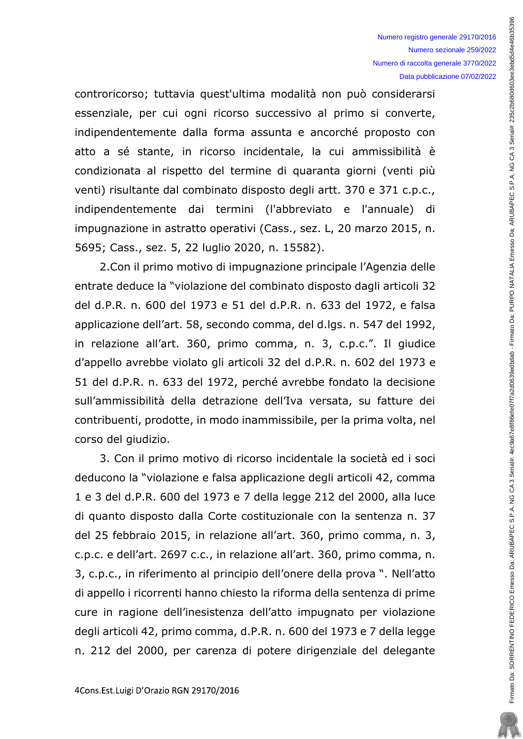controricorso; tuttavia quest'ultima modalità non può considerarsi essenziale, per cui ogni ricorso successivo al primo si converte, indipendentemente dalla forma assunta e ancorché proposto con atto a sé stante, in ricorso incidentale, la cui ammissibilità è condizionata al rispetto del termine di quaranta giorni (venti più venti) risultante dal combinato disposto degli artt. 370 e 371 c.p.c., indipendentemente dai termini (l'abbreviato e l'annuale) di impugnazione in astratto operativi (Cass., sez. L, 20 marzo 2015, n. 5695; Cass., sez. 5, 22 luglio 2020, n. 15582).

2.Con il primo motivo di impugnazione principale l'Agenzia delle entrate deduce la "violazione del combinato disposto dagli articoli 32 del d.P.R. n. 600 del 1973 e 51 del d.P.R. n. 633 del 1972, e falsa applicazione dell'art. 58, secondo comma, del d.lgs. n. 547 del 1992, in relazione all'art. 360, primo comma, n. 3, c.p.c.". Il giudice d'appello avrebbe violato gli articoli 32 del d.P.R. n. 602 del 1973 e 51 del d.P.R. n. 633 del 1972, perché avrebbe fondato la decisione sull'ammissibilità della detrazione dell'Iva versata, su fatture dei contribuenti, prodotte, in modo inammissibile, per la prima volta, nel corso del giudizio.

3. Con il primo motivo di ricorso incidentale la società ed i soci deducono la "violazione e falsa applicazione degli articoli 42, comma 1 e 3 del d.P.R. 600 del 1973 e 7 della legge 212 del 2000, alla luce di quanto disposto dalla Corte costituzionale con la sentenza n. 37 del 25 febbraio 2015, in relazione all'art. 360, primo comma, n. 3, c.p.c. e dell'art. 2697 c.c., in relazione all'art. 360, primo comma, n. 3, c.p.c., in riferimento al principio dell'onere della prova ". Nell'atto di appello i ricorrenti hanno chiesto la riforma della sentenza di prime cure in ragione dell'inesistenza dell'atto impugnato per violazione degli articoli 42, primo comma, d.P.R. n. 600 del 1973 e 7 della legge n. 212 del 2000, per carenza di potere dirigenziale del delegante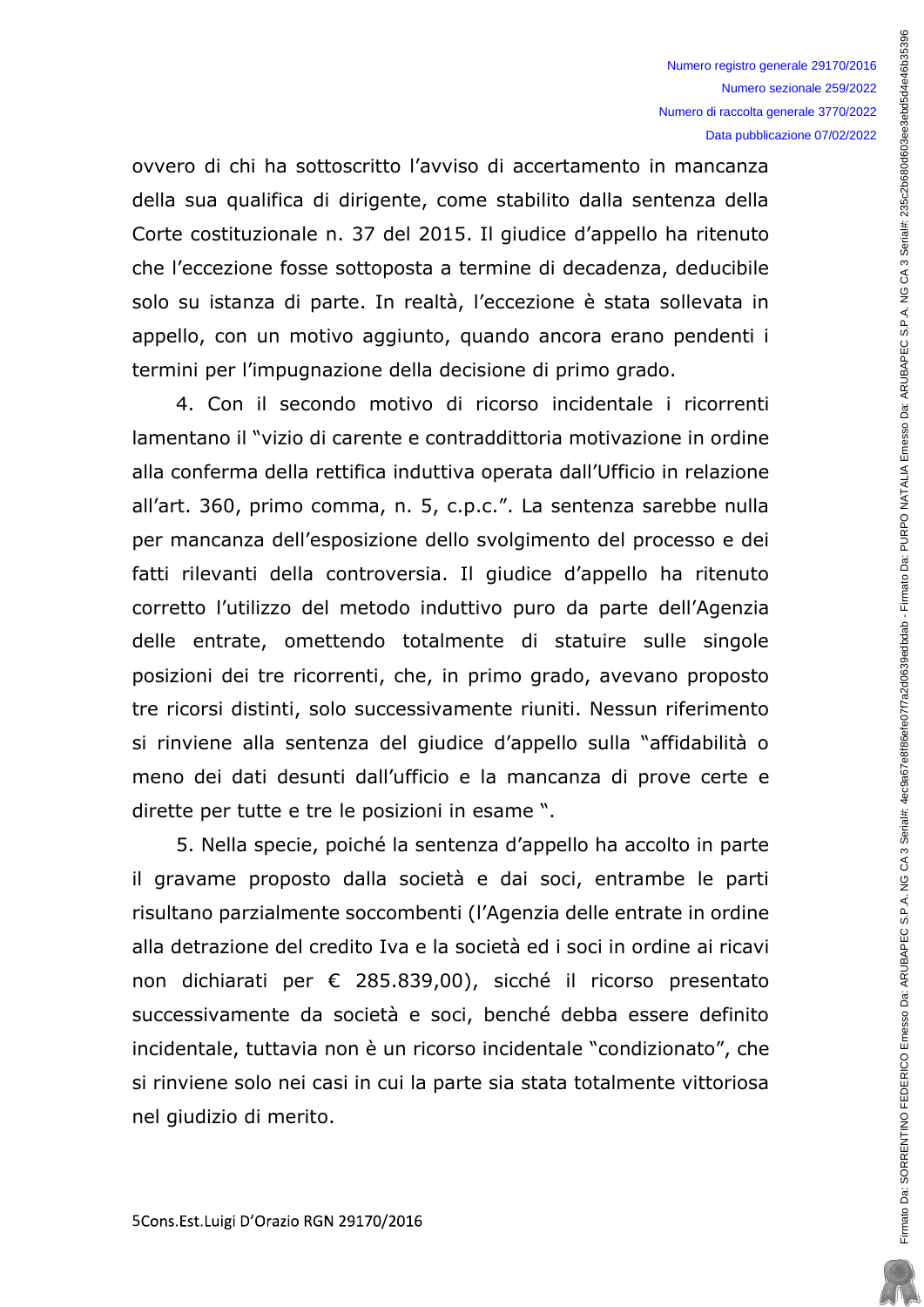ovvero di chi ha sottoscritto l'avviso di accertamento in mancanza della sua qualifica di dirigente, come stabilito dalla sentenza della Corte costituzionale n. 37 del 2015. Il giudice d'appello ha ritenuto che l'eccezione fosse sottoposta a termine di decadenza, deducibile solo su istanza di parte. In realtà, l'eccezione è stata sollevata in appello, con un motivo aggiunto, quando ancora erano pendenti i termini per l'impugnazione della decisione di primo grado.

4. Con il secondo motivo di ricorso incidentale i ricorrenti lamentano il "vizio di carente e contraddittoria motivazione in ordine alla conferma della rettifica induttiva operata dall'Ufficio in relazione all'art. 360, primo comma, n. 5, c.p.c.". La sentenza sarebbe nulla per mancanza dell'esposizione dello svolgimento del processo e dei fatti rilevanti della controversia. Il giudice d'appello ha ritenuto corretto l'utilizzo del metodo induttivo puro da parte dell'Agenzia delle entrate, omettendo totalmente di statuire sulle singole posizioni dei tre ricorrenti, che, in primo grado, avevano proposto tre ricorsi distinti, solo successivamente riuniti. Nessun riferimento si rinviene alla sentenza del giudice d'appello sulla "affidabilità o meno dei dati desunti dall'ufficio e la mancanza di prove certe e dirette per tutte e tre le posizioni in esame ".

5. Nella specie, poiché la sentenza d'appello ha accolto in parte il gravame proposto dalla società e dai soci, entrambe le parti risultano parzialmente soccombenti (l'Agenzia delle entrate in ordine alla detrazione del credito Iva e la società ed i soci in ordine ai ricavi non dichiarati per € 285.839,00), sicché il ricorso presentato successivamente da società e soci, benché debba essere definito incidentale, tuttavia non è un ricorso incidentale "condizionato", che si rinviene solo nei casi in cui la parte sia stata totalmente vittoriosa nel giudizio di merito.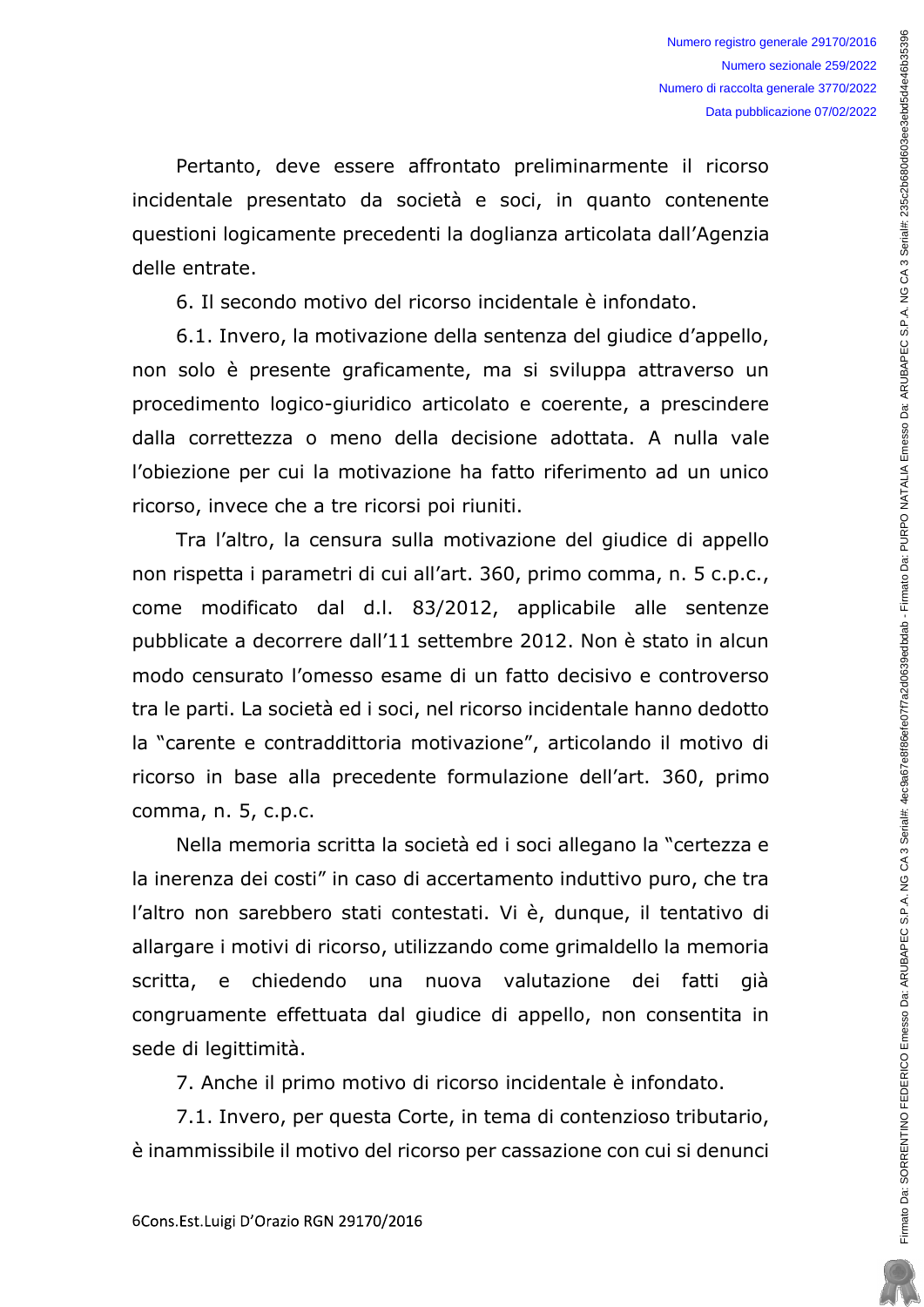Pertanto, deve essere affrontato preliminarmente il ricorso incidentale presentato da società e soci, in quanto contenente questioni logicamente precedenti la doglianza articolata dall'Agenzia delle entrate.

6. Il secondo motivo del ricorso incidentale è infondato.

6.1. Invero, la motivazione della sentenza del giudice d'appello, non solo è presente graficamente, ma si sviluppa attraverso un procedimento logico-giuridico articolato e coerente, a prescindere dalla correttezza o meno della decisione adottata. A nulla vale l'obiezione per cui la motivazione ha fatto riferimento ad un unico ricorso, invece che a tre ricorsi poi riuniti.

Tra l'altro, la censura sulla motivazione del giudice di appello non rispetta i parametri di cui all'art. 360, primo comma, n. 5 c.p.c., come modificato dal d.l. 83/2012, applicabile alle sentenze pubblicate a decorrere dall'11 settembre 2012. Non è stato in alcun modo censurato l'omesso esame di un fatto decisivo e controverso tra le parti. La società ed i soci, nel ricorso incidentale hanno dedotto la "carente e contraddittoria motivazione", articolando il motivo di ricorso in base alla precedente formulazione dell'art. 360, primo comma, n. 5, c.p.c.

Nella memoria scritta la società ed i soci allegano la "certezza e la inerenza dei costi" in caso di accertamento induttivo puro, che tra l'altro non sarebbero stati contestati. Vi è, dunque, il tentativo di allargare i motivi di ricorso, utilizzando come grimaldello la memoria scritta, e chiedendo una nuova valutazione dei fatti già congruamente effettuata dal giudice di appello, non consentita in sede di legittimità.

7. Anche il primo motivo di ricorso incidentale è infondato.

7.1. Invero, per questa Corte, in tema di contenzioso tributario, è inammissibile il motivo del ricorso per cassazione con cui si denunci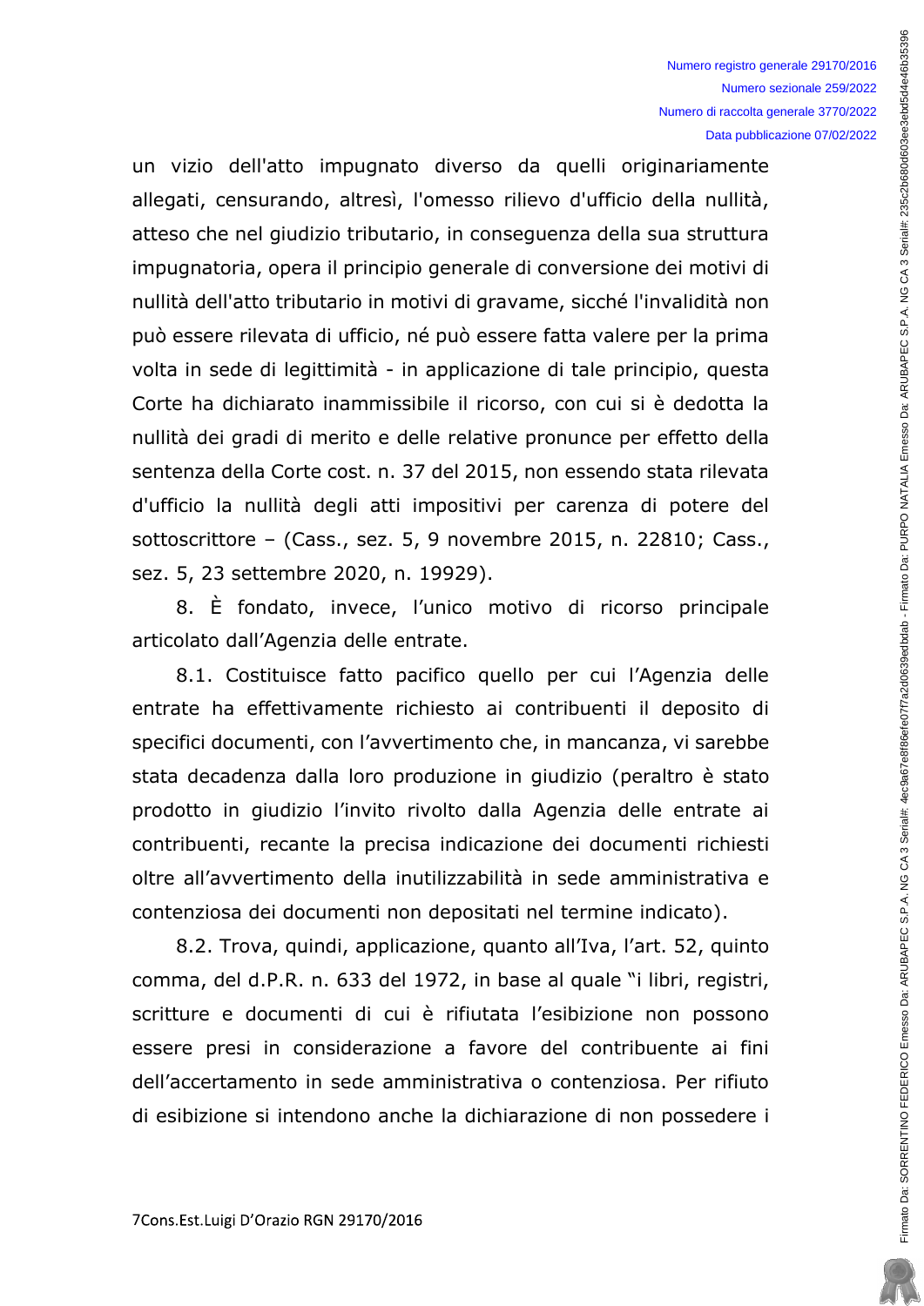un vizio dell'atto impugnato diverso da quelli originariamente allegati, censurando, altresì, l'omesso rilievo d'ufficio della nullità, atteso che nel giudizio tributario, in conseguenza della sua struttura impugnatoria, opera il principio generale di conversione dei motivi di nullità dell'atto tributario in motivi di gravame, sicché l'invalidità non può essere rilevata di ufficio, né può essere fatta valere per la prima volta in sede di legittimità - in applicazione di tale principio, questa Corte ha dichiarato inammissibile il ricorso, con cui si è dedotta la nullità dei gradi di merito e delle relative pronunce per effetto della sentenza della Corte cost. n. 37 del 2015, non essendo stata rilevata d'ufficio la nullità degli atti impositivi per carenza di potere del sottoscrittore – (Cass., sez. 5, 9 novembre 2015, n. 22810; Cass., sez. 5, 23 settembre 2020, n. 19929).

8. È fondato, invece, l'unico motivo di ricorso principale articolato dall'Agenzia delle entrate.

8.1. Costituisce fatto pacifico quello per cui l'Agenzia delle entrate ha effettivamente richiesto ai contribuenti il deposito di specifici documenti, con l'avvertimento che, in mancanza, vi sarebbe stata decadenza dalla loro produzione in giudizio (peraltro è stato prodotto in giudizio l'invito rivolto dalla Agenzia delle entrate ai contribuenti, recante la precisa indicazione dei documenti richiesti oltre all'avvertimento della inutilizzabilità in sede amministrativa e contenziosa dei documenti non depositati nel termine indicato).

8.2. Trova, quindi, applicazione, quanto all'Iva, l'art. 52, quinto comma, del d.P.R. n. 633 del 1972, in base al quale "i libri, registri, scritture e documenti di cui è rifiutata l'esibizione non possono essere presi in considerazione a favore del contribuente ai fini dell'accertamento in sede amministrativa o contenziosa. Per rifiuto di esibizione si intendono anche la dichiarazione di non possedere i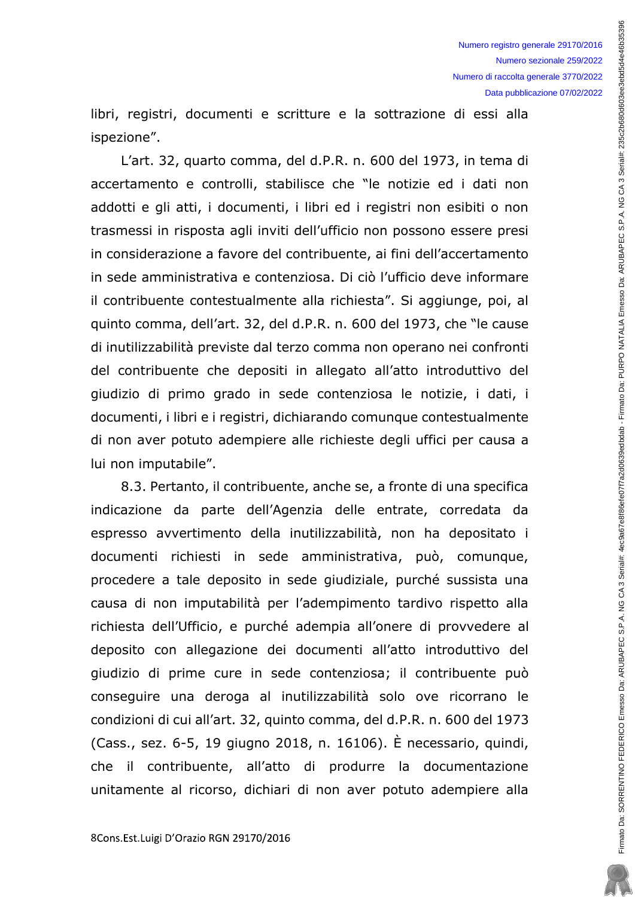libri, registri, documenti e scritture e la sottrazione di essi alla ispezione".

L'art. 32, quarto comma, del d.P.R. n. 600 del 1973, in tema di accertamento e controlli, stabilisce che "le notizie ed i dati non addotti e gli atti, i documenti, i libri ed i registri non esibiti o non trasmessi in risposta agli inviti dell'ufficio non possono essere presi in considerazione a favore del contribuente, ai fini dell'accertamento in sede amministrativa e contenziosa. Di ciò l'ufficio deve informare il contribuente contestualmente alla richiesta". Si aggiunge, poi, al quinto comma, dell'art. 32, del d.P.R. n. 600 del 1973, che "le cause di inutilizzabilità previste dal terzo comma non operano nei confronti del contribuente che depositi in allegato all'atto introduttivo del giudizio di primo grado in sede contenziosa le notizie, i dati, i documenti, i libri e i registri, dichiarando comunque contestualmente di non aver potuto adempiere alle richieste degli uffici per causa a lui non imputabile".

8.3. Pertanto, il contribuente, anche se, a fronte di una specifica indicazione da parte dell'Agenzia delle entrate, corredata da espresso avvertimento della inutilizzabilità, non ha depositato i documenti richiesti in sede amministrativa, può, comunque, procedere a tale deposito in sede giudiziale, purché sussista una causa di non imputabilità per l'adempimento tardivo rispetto alla richiesta dell'Ufficio, e purché adempia all'onere di provvedere al deposito con allegazione dei documenti all'atto introduttivo del giudizio di prime cure in sede contenziosa; il contribuente può conseguire una deroga al inutilizzabilità solo ove ricorrano le condizioni di cui all'art. 32, quinto comma, del d.P.R. n. 600 del 1973 (Cass., sez. 6-5, 19 giugno 2018, n. 16106). È necessario, quindi, che il contribuente, all'atto di produrre la documentazione unitamente al ricorso, dichiari di non aver potuto adempiere alla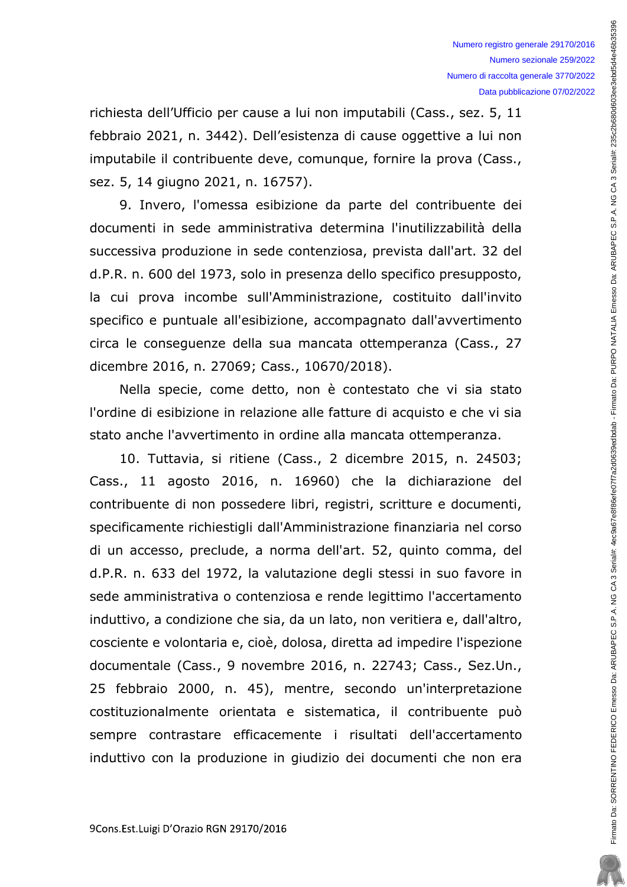richiesta dell'Ufficio per cause a lui non imputabili (Cass., sez. 5, 11 febbraio 2021, n. 3442). Dell'esistenza di cause oggettive a lui non imputabile il contribuente deve, comunque, fornire la prova (Cass., sez. 5, 14 giugno 2021, n. 16757).

9. Invero, l'omessa esibizione da parte del contribuente dei documenti in sede amministrativa determina l'inutilizzabilità della successiva produzione in sede contenziosa, prevista dall'art. 32 del d.P.R. n. 600 del 1973, solo in presenza dello specifico presupposto, la cui prova incombe sull'Amministrazione, costituito dall'invito specifico e puntuale all'esibizione, accompagnato dall'avvertimento circa le conseguenze della sua mancata ottemperanza (Cass., 27 dicembre 2016, n. 27069; Cass., 10670/2018).

Nella specie, come detto, non è contestato che vi sia stato l'ordine di esibizione in relazione alle fatture di acquisto e che vi sia stato anche l'avvertimento in ordine alla mancata ottemperanza.

10. Tuttavia, si ritiene (Cass., 2 dicembre 2015, n. 24503; Cass., 11 agosto 2016, n. 16960) che la dichiarazione del contribuente di non possedere libri, registri, scritture e documenti, specificamente richiestigli dall'Amministrazione finanziaria nel corso di un accesso, preclude, a norma dell'art. 52, quinto comma, del d.P.R. n. 633 del 1972, la valutazione degli stessi in suo favore in sede amministrativa o contenziosa e rende legittimo l'accertamento induttivo, a condizione che sia, da un lato, non veritiera e, dall'altro, cosciente e volontaria e, cioè, dolosa, diretta ad impedire l'ispezione documentale (Cass., 9 novembre 2016, n. 22743; Cass., Sez.Un., 25 febbraio 2000, n. 45), mentre, secondo un'interpretazione costituzionalmente orientata e sistematica, il contribuente può sempre contrastare efficacemente i risultati dell'accertamento induttivo con la produzione in giudizio dei documenti che non era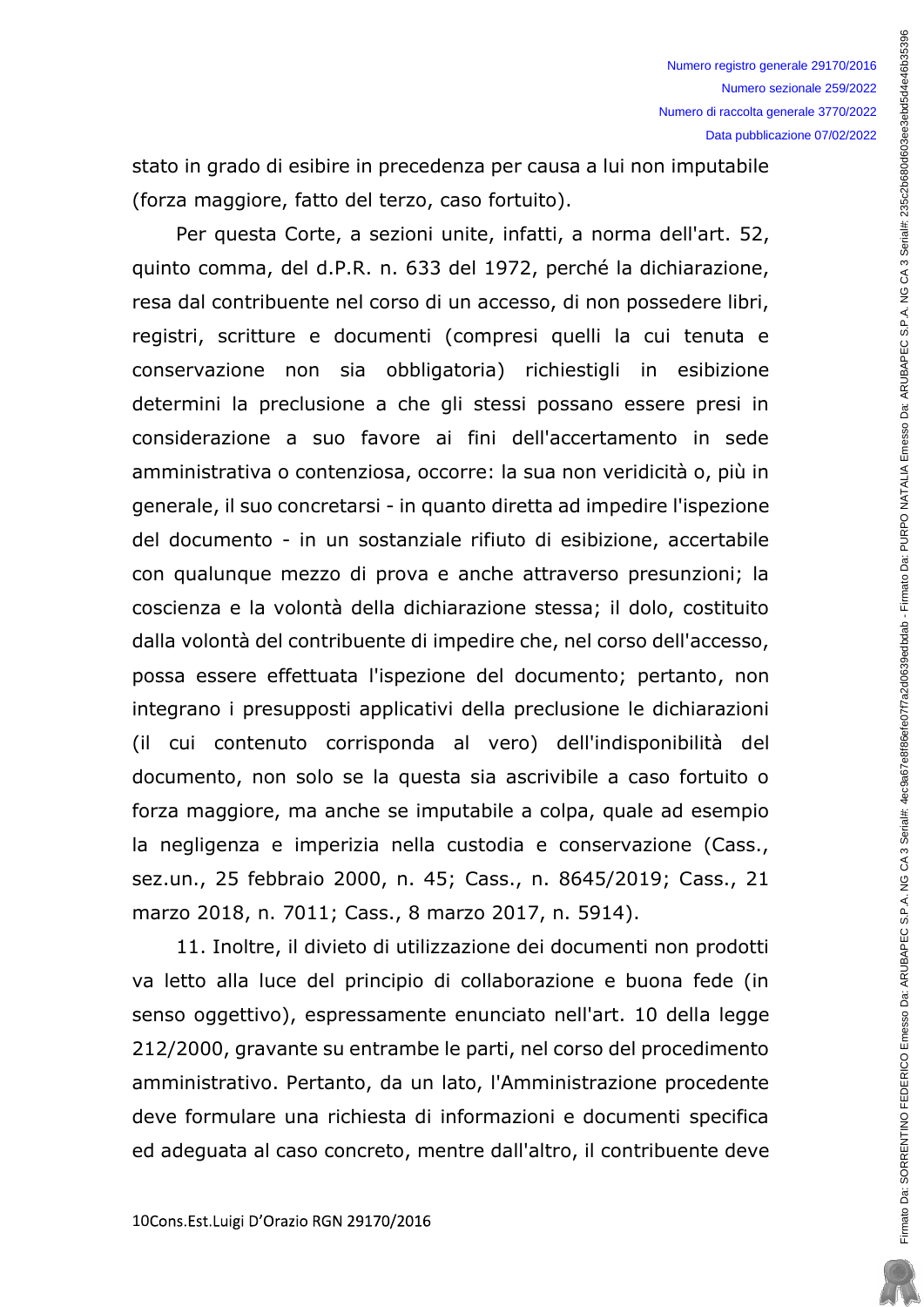stato in grado di esibire in precedenza per causa a lui non imputabile (forza maggiore, fatto del terzo, caso fortuito).

Per questa Corte, a sezioni unite, infatti, a norma dell'art. 52, quinto comma, del d.P.R. n. 633 del 1972, perché la dichiarazione, resa dal contribuente nel corso di un accesso, di non possedere libri, registri, scritture e documenti (compresi quelli la cui tenuta e conservazione non sia obbligatoria) richiestigli in esibizione determini la preclusione a che gli stessi possano essere presi in considerazione a suo favore ai fini dell'accertamento in sede amministrativa o contenziosa, occorre: la sua non veridicità o, più in generale, il suo concretarsi - in quanto diretta ad impedire l'ispezione del documento - in un sostanziale rifiuto di esibizione, accertabile con qualunque mezzo di prova e anche attraverso presunzioni; la coscienza e la volontà della dichiarazione stessa; il dolo, costituito dalla volontà del contribuente di impedire che, nel corso dell'accesso, possa essere effettuata l'ispezione del documento; pertanto, non integrano i presupposti applicativi della preclusione le dichiarazioni (il cui contenuto corrisponda al vero) dell'indisponibilità del documento, non solo se la questa sia ascrivibile a caso fortuito o forza maggiore, ma anche se imputabile a colpa, quale ad esempio la negligenza e imperizia nella custodia e conservazione (Cass., sez.un., 25 febbraio 2000, n. 45; Cass., n. 8645/2019; Cass., 21 marzo 2018, n. 7011; Cass., 8 marzo 2017, n. 5914).

11. Inoltre, il divieto di utilizzazione dei documenti non prodotti va letto alla luce del principio di collaborazione e buona fede (in senso oggettivo), espressamente enunciato nell'art. 10 della legge 212/2000, gravante su entrambe le parti, nel corso del procedimento amministrativo. Pertanto, da un lato, l'Amministrazione procedente deve formulare una richiesta di informazioni e documenti specifica ed adeguata al caso concreto, mentre dall'altro, il contribuente deve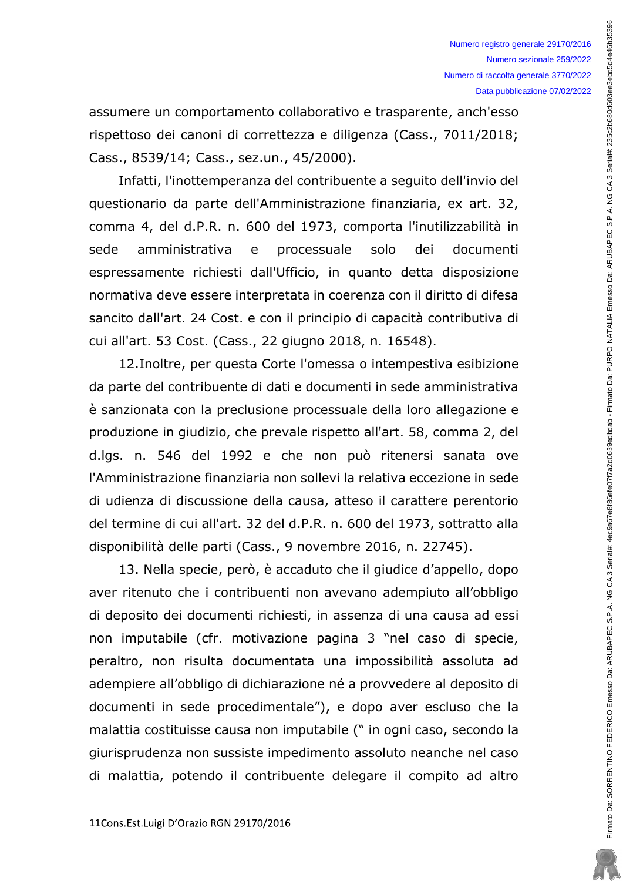assumere un comportamento collaborativo e trasparente, anch'esso rispettoso dei canoni di correttezza e diligenza (Cass., 7011/2018; Cass., 8539/14; Cass., sez.un., 45/2000).

Infatti, l'inottemperanza del contribuente a seguito dell'invio del questionario da parte dell'Amministrazione finanziaria, ex art. 32, comma 4, del d.P.R. n. 600 del 1973, comporta l'inutilizzabilità in sede amministrativa e processuale solo dei documenti espressamente richiesti dall'Ufficio, in quanto detta disposizione normativa deve essere interpretata in coerenza con il diritto di difesa sancito dall'art. 24 Cost. e con il principio di capacità contributiva di cui all'art. 53 Cost. (Cass., 22 giugno 2018, n. 16548).

12.Inoltre, per questa Corte l'omessa o intempestiva esibizione da parte del contribuente di dati e documenti in sede amministrativa è sanzionata con la preclusione processuale della loro allegazione e produzione in giudizio, che prevale rispetto all'art. 58, comma 2, del d.lgs. n. 546 del 1992 e che non può ritenersi sanata ove l'Amministrazione finanziaria non sollevi la relativa eccezione in sede di udienza di discussione della causa, atteso il carattere perentorio del termine di cui all'art. 32 del d.P.R. n. 600 del 1973, sottratto alla disponibilità delle parti (Cass., 9 novembre 2016, n. 22745).

13. Nella specie, però, è accaduto che il giudice d'appello, dopo aver ritenuto che i contribuenti non avevano adempiuto all'obbligo di deposito dei documenti richiesti, in assenza di una causa ad essi non imputabile (cfr. motivazione pagina 3 "nel caso di specie, peraltro, non risulta documentata una impossibilità assoluta ad adempiere all'obbligo di dichiarazione né a provvedere al deposito di documenti in sede procedimentale"), e dopo aver escluso che la malattia costituisse causa non imputabile (" in ogni caso, secondo la giurisprudenza non sussiste impedimento assoluto neanche nel caso di malattia, potendo il contribuente delegare il compito ad altro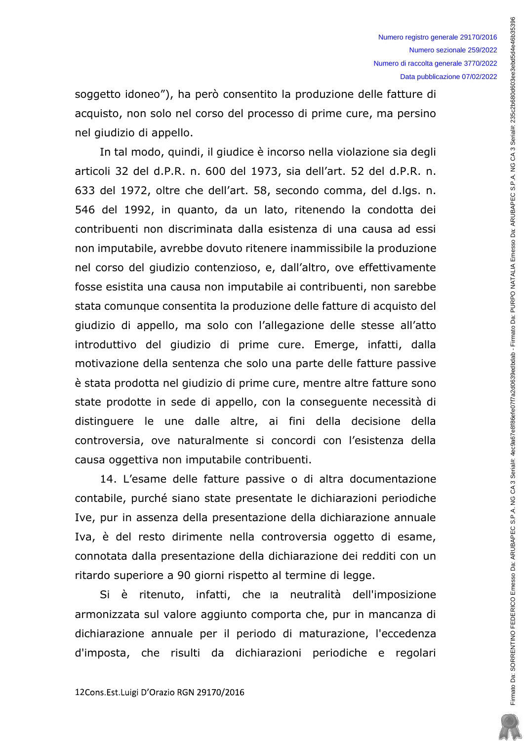soggetto idoneo"), ha però consentito la produzione delle fatture di acquisto, non solo nel corso del processo di prime cure, ma persino nel giudizio di appello.

In tal modo, quindi, il giudice è incorso nella violazione sia degli articoli 32 del d.P.R. n. 600 del 1973, sia dell'art. 52 del d.P.R. n. 633 del 1972, oltre che dell'art. 58, secondo comma, del d.lgs. n. 546 del 1992, in quanto, da un lato, ritenendo la condotta dei contribuenti non discriminata dalla esistenza di una causa ad essi non imputabile, avrebbe dovuto ritenere inammissibile la produzione nel corso del giudizio contenzioso, e, dall'altro, ove effettivamente fosse esistita una causa non imputabile ai contribuenti, non sarebbe stata comunque consentita la produzione delle fatture di acquisto del giudizio di appello, ma solo con l'allegazione delle stesse all'atto introduttivo del giudizio di prime cure. Emerge, infatti, dalla motivazione della sentenza che solo una parte delle fatture passive è stata prodotta nel giudizio di prime cure, mentre altre fatture sono state prodotte in sede di appello, con la conseguente necessità di distinguere le une dalle altre, ai fini della decisione della controversia, ove naturalmente si concordi con l'esistenza della causa oggettiva non imputabile contribuenti.

14. L'esame delle fatture passive o di altra documentazione contabile, purché siano state presentate le dichiarazioni periodiche Ive, pur in assenza della presentazione della dichiarazione annuale Iva, è del resto dirimente nella controversia oggetto di esame, connotata dalla presentazione della dichiarazione dei redditi con un ritardo superiore a 90 giorni rispetto al termine di legge.

Si è ritenuto, infatti, che la neutralità dell'imposizione armonizzata sul valore aggiunto comporta che, pur in mancanza di dichiarazione annuale per il periodo di maturazione, l'eccedenza d'imposta, che risulti da dichiarazioni periodiche e regolari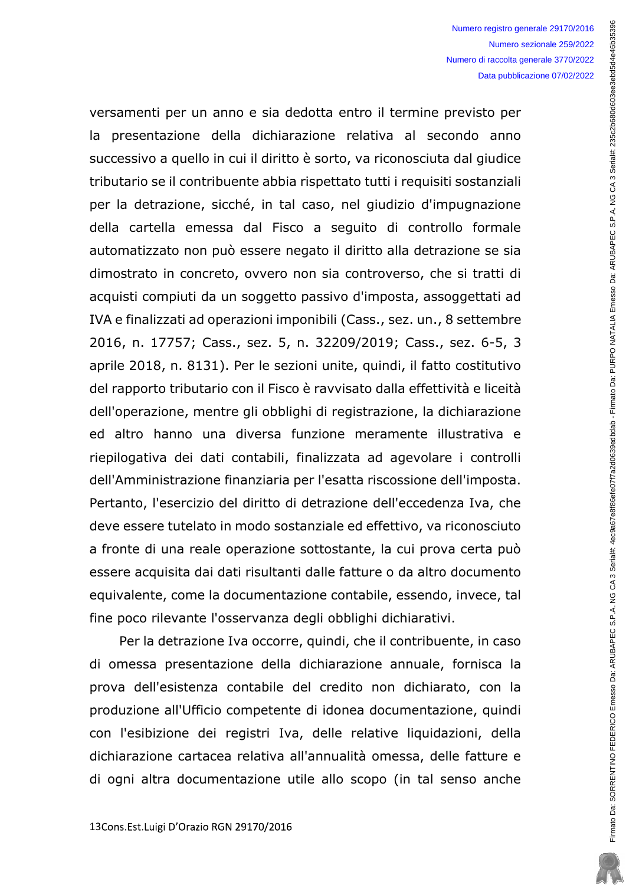versamenti per un anno e sia dedotta entro il termine previsto per la presentazione della dichiarazione relativa al secondo anno successivo a quello in cui il diritto è sorto, va riconosciuta dal giudice tributario se il contribuente abbia rispettato tutti i requisiti sostanziali per la detrazione, sicché, in tal caso, nel giudizio d'impugnazione della cartella emessa dal Fisco a seguito di controllo formale automatizzato non può essere negato il diritto alla detrazione se sia dimostrato in concreto, ovvero non sia controverso, che si tratti di acquisti compiuti da un soggetto passivo d'imposta, assoggettati ad IVA e finalizzati ad operazioni imponibili (Cass., sez. un., 8 settembre 2016, n. 17757; Cass., sez. 5, n. 32209/2019; Cass., sez. 6-5, 3 aprile 2018, n. 8131). Per le sezioni unite, quindi, il fatto costitutivo del rapporto tributario con il Fisco è ravvisato dalla effettività e liceità dell'operazione, mentre gli obblighi di registrazione, la dichiarazione ed altro hanno una diversa funzione meramente illustrativa e riepilogativa dei dati contabili, finalizzata ad agevolare i controlli dell'Amministrazione finanziaria per l'esatta riscossione dell'imposta. Pertanto, l'esercizio del diritto di detrazione dell'eccedenza Iva, che deve essere tutelato in modo sostanziale ed effettivo, va riconosciuto a fronte di una reale operazione sottostante, la cui prova certa può essere acquisita dai dati risultanti dalle fatture o da altro documento equivalente, come la documentazione contabile, essendo, invece, tal fine poco rilevante l'osservanza degli obblighi dichiarativi.

Per la detrazione Iva occorre, quindi, che il contribuente, in caso di omessa presentazione della dichiarazione annuale, fornisca la prova dell'esistenza contabile del credito non dichiarato, con la produzione all'Ufficio competente di idonea documentazione, quindi con l'esibizione dei registri Iva, delle relative liquidazioni, della dichiarazione cartacea relativa all'annualità omessa, delle fatture e di ogni altra documentazione utile allo scopo (in tal senso anche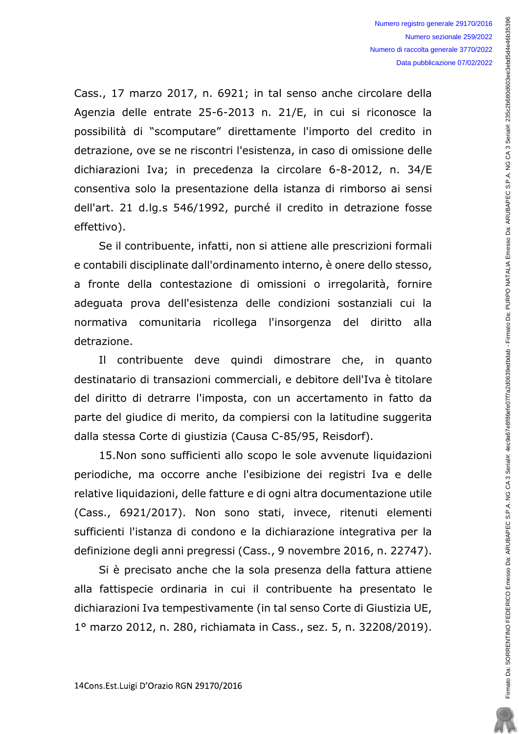Cass., 17 marzo 2017, n. 6921; in tal senso anche circolare della Agenzia delle entrate 25-6-2013 n. 21/E, in cui si riconosce la possibilità di "scomputare" direttamente l'importo del credito in detrazione, ove se ne riscontri l'esistenza, in caso di omissione delle dichiarazioni Iva; in precedenza la circolare 6-8-2012, n. 34/E consentiva solo la presentazione della istanza di rimborso ai sensi dell'art. 21 d.lg.s 546/1992, purché il credito in detrazione fosse effettivo).

Se il contribuente, infatti, non si attiene alle prescrizioni formali e contabili disciplinate dall'ordinamento interno, è onere dello stesso, a fronte della contestazione di omissioni o irregolarità, fornire adeguata prova dell'esistenza delle condizioni sostanziali cui la normativa comunitaria ricollega l'insorgenza del diritto alla detrazione.

Il contribuente deve quindi dimostrare che, in quanto destinatario di transazioni commerciali, e debitore dell'Iva è titolare del diritto di detrarre l'imposta, con un accertamento in fatto da parte del giudice di merito, da compiersi con la latitudine suggerita dalla stessa Corte di giustizia (Causa C-85/95, Reisdorf).

15.Non sono sufficienti allo scopo le sole avvenute liquidazioni periodiche, ma occorre anche l'esibizione dei registri Iva e delle relative liquidazioni, delle fatture e di ogni altra documentazione utile (Cass., 6921/2017). Non sono stati, invece, ritenuti elementi sufficienti l'istanza di condono e la dichiarazione integrativa per la definizione degli anni pregressi (Cass., 9 novembre 2016, n. 22747).

Si è precisato anche che la sola presenza della fattura attiene alla fattispecie ordinaria in cui il contribuente ha presentato le dichiarazioni Iva tempestivamente (in tal senso Corte di Giustizia UE, 1° marzo 2012, n. 280, richiamata in Cass., sez. 5, n. 32208/2019).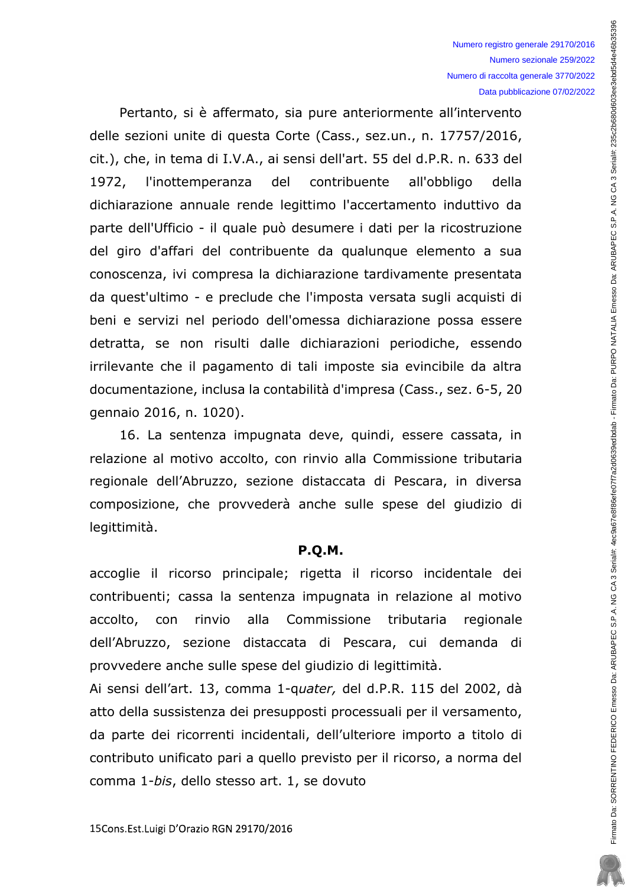Pertanto, si è affermato, sia pure anteriormente all'intervento delle sezioni unite di questa Corte (Cass., sez.un., n. 17757/2016, cit.), che, in tema di I.V.A., ai sensi dell'art. 55 del d.P.R. n. 633 del 1972, l'inottemperanza del contribuente all'obbligo della dichiarazione annuale rende legittimo l'accertamento induttivo da parte dell'Ufficio - il quale può desumere i dati per la ricostruzione del giro d'affari del contribuente da qualunque elemento a sua conoscenza, ivi compresa la dichiarazione tardivamente presentata da quest'ultimo - e preclude che l'imposta versata sugli acquisti di beni e servizi nel periodo dell'omessa dichiarazione possa essere detratta, se non risulti dalle dichiarazioni periodiche, essendo irrilevante che il pagamento di tali imposte sia evincibile da altra documentazione, inclusa la contabilità d'impresa (Cass., sez. 6-5, 20 gennaio 2016, n. 1020).

16. La sentenza impugnata deve, quindi, essere cassata, in relazione al motivo accolto, con rinvio alla Commissione tributaria regionale dell'Abruzzo, sezione distaccata di Pescara, in diversa composizione, che provvederà anche sulle spese del giudizio di legittimità.

**P.Q.M.**

accoglie il ricorso principale; rigetta il ricorso incidentale dei contribuenti; cassa la sentenza impugnata in relazione al motivo accolto, con rinvio alla Commissione tributaria regionale dell'Abruzzo, sezione distaccata di Pescara, cui demanda di provvedere anche sulle spese del giudizio di legittimità.

Ai sensi dell'art. 13, comma 1-q*uater,* del d.P.R. 115 del 2002, dà atto della sussistenza dei presupposti processuali per il versamento, da parte dei ricorrenti incidentali, dell'ulteriore importo a titolo di contributo unificato pari a quello previsto per il ricorso, a norma del comma 1-*bis*, dello stesso art. 1, se dovuto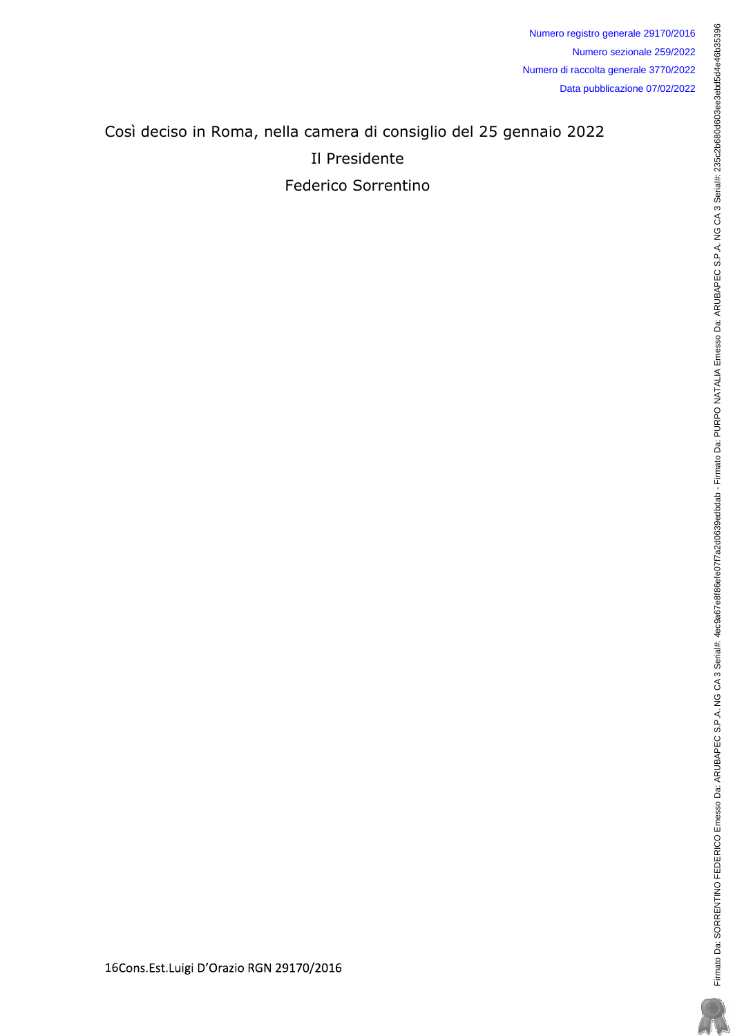Così deciso in Roma, nella camera di consiglio del 25 gennaio 2022

Il Presidente

Federico Sorrentino